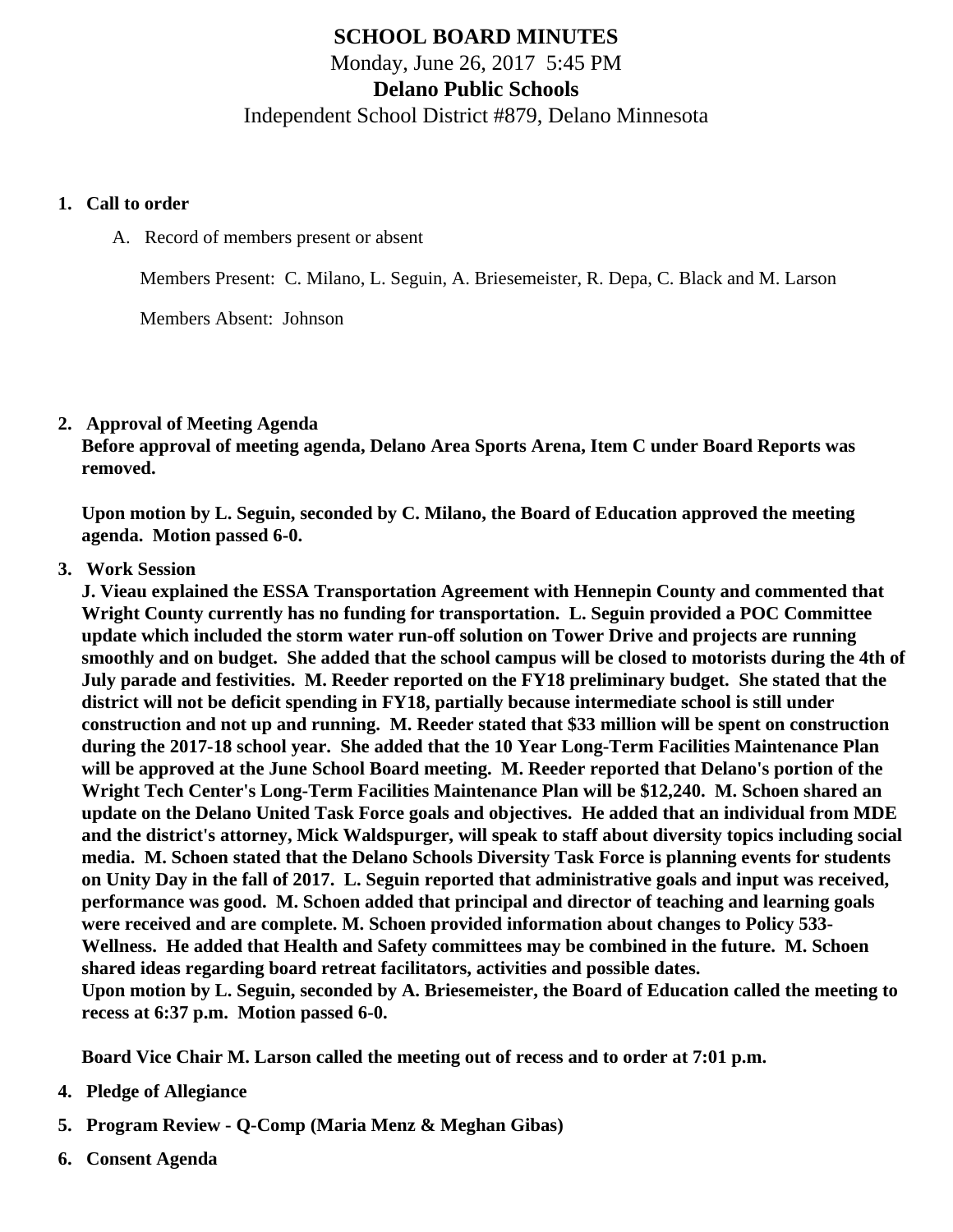# SCHOOL BOARD MINUTES

Monday, June 26, 2017 5:45 PM

**Delano Public Schools**

Independent School District #879, Delano Minnesota

1. **Call to order**

   A. Record of members present or absent

   Members Present: C. Milano, L. Seguin, A. Briesemeister, R. Depa, C. Black and M. Larson

   Members Absent: Johnson

2. **Approval of Meeting Agenda**

   **Before approval of meeting agenda, Delano Area Sports Arena, Item C under Board Reports was removed.**

   **Upon motion by L. Seguin, seconded by C. Milano, the Board of Education approved the meeting agenda. Motion passed 6-0.**

3. **Work Session**

   **J. Vieau explained the ESSA Transportation Agreement with Hennepin County and commented that Wright County currently has no funding for transportation. L. Seguin provided a POC Committee update which included the storm water run-off solution on Tower Drive and projects are running smoothly and on budget. She added that the school campus will be closed to motorists during the 4th of July parade and festivities. M. Reeder reported on the FY18 preliminary budget. She stated that the district will not be deficit spending in FY18, partially because intermediate school is still under construction and not up and running. M. Reeder stated that $33 million will be spent on construction during the 2017-18 school year. She added that the 10 Year Long-Term Facilities Maintenance Plan will be approved at the June School Board meeting. M. Reeder reported that Delano's portion of the Wright Tech Center's Long-Term Facilities Maintenance Plan will be $12,240. M. Schoen shared an update on the Delano United Task Force goals and objectives. He added that an individual from MDE and the district's attorney, Mick Waldspurger, will speak to staff about diversity topics including social media. M. Schoen stated that the Delano Schools Diversity Task Force is planning events for students on Unity Day in the fall of 2017. L. Seguin reported that administrative goals and input was received, performance was good. M. Schoen added that principal and director of teaching and learning goals were received and are complete. M. Schoen provided information about changes to Policy 533-Wellness. He added that Health and Safety committees may be combined in the future. M. Schoen shared ideas regarding board retreat facilitators, activities and possible dates.**

   **Upon motion by L. Seguin, seconded by A. Briesemeister, the Board of Education called the meeting to recess at 6:37 p.m. Motion passed 6-0.**

   **Board Vice Chair M. Larson called the meeting out of recess and to order at 7:01 p.m.**

4. **Pledge of Allegiance**

5. **Program Review - Q-Comp (Maria Menz & Meghan Gibas)**

6. **Consent Agenda**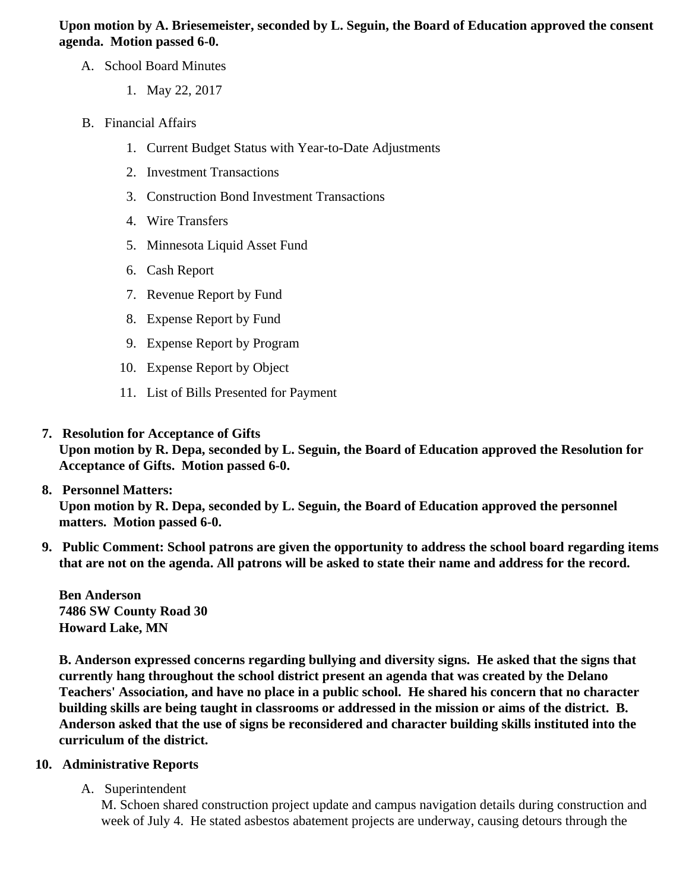**Upon motion by A. Briesemeister, seconded by L. Seguin, the Board of Education approved the consent agenda. Motion passed 6-0.**

A. School Board Minutes
    1. May 22, 2017
B. Financial Affairs
    1. Current Budget Status with Year-to-Date Adjustments
    2. Investment Transactions
    3. Construction Bond Investment Transactions
    4. Wire Transfers
    5. Minnesota Liquid Asset Fund
    6. Cash Report
    7. Revenue Report by Fund
    8. Expense Report by Fund
    9. Expense Report by Program
    10. Expense Report by Object
    11. List of Bills Presented for Payment

7. **Resolution for Acceptance of Gifts**
   **Upon motion by R. Depa, seconded by L. Seguin, the Board of Education approved the Resolution for Acceptance of Gifts. Motion passed 6-0.**
8. **Personnel Matters:**
   **Upon motion by R. Depa, seconded by L. Seguin, the Board of Education approved the personnel matters. Motion passed 6-0.**
9. **Public Comment: School patrons are given the opportunity to address the school board regarding items that are not on the agenda. All patrons will be asked to state their name and address for the record.**

   **Ben Anderson**
   **7486 SW County Road 30**
   **Howard Lake, MN**

   **B. Anderson expressed concerns regarding bullying and diversity signs. He asked that the signs that currently hang throughout the school district present an agenda that was created by the Delano Teachers' Association, and have no place in a public school. He shared his concern that no character building skills are being taught in classrooms or addressed in the mission or aims of the district. B. Anderson asked that the use of signs be reconsidered and character building skills instituted into the curriculum of the district.**
10. **Administrative Reports**
    A. Superintendent
       M. Schoen shared construction project update and campus navigation details during construction and week of July 4. He stated asbestos abatement projects are underway, causing detours through the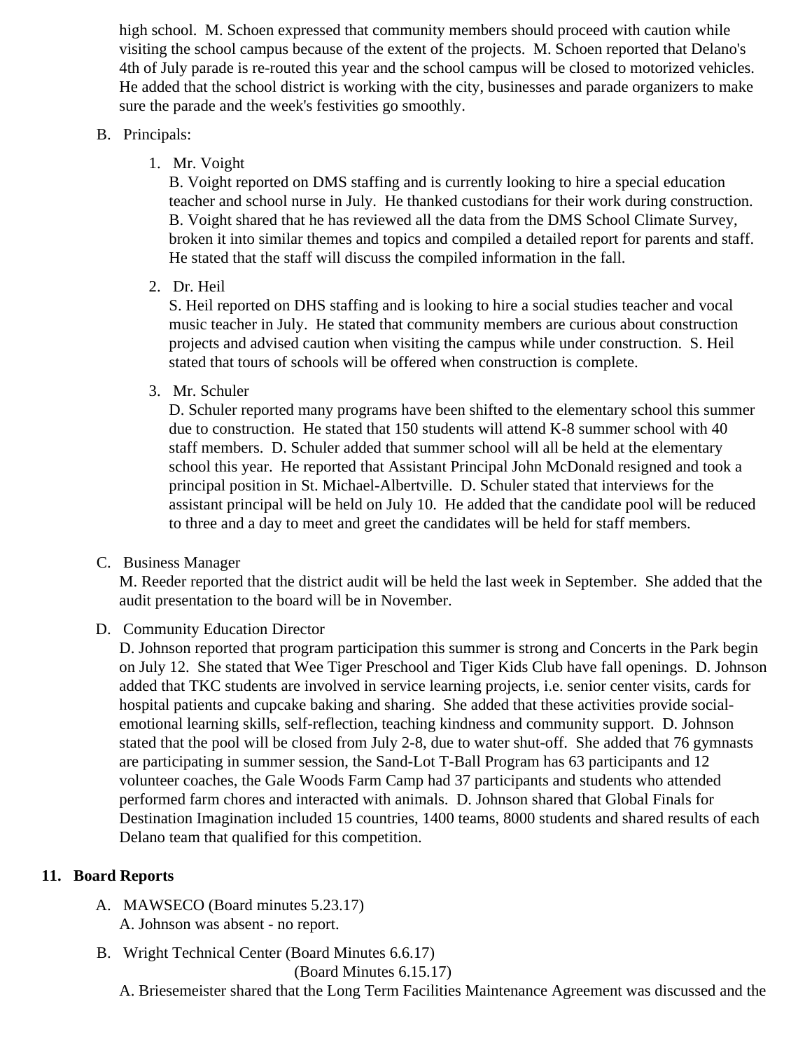high school. M. Schoen expressed that community members should proceed with caution while visiting the school campus because of the extent of the projects. M. Schoen reported that Delano's 4th of July parade is re-routed this year and the school campus will be closed to motorized vehicles. He added that the school district is working with the city, businesses and parade organizers to make sure the parade and the week's festivities go smoothly.

B. Principals:

1. Mr. Voight

   B. Voight reported on DMS staffing and is currently looking to hire a special education teacher and school nurse in July. He thanked custodians for their work during construction. B. Voight shared that he has reviewed all the data from the DMS School Climate Survey, broken it into similar themes and topics and compiled a detailed report for parents and staff. He stated that the staff will discuss the compiled information in the fall.

2. Dr. Heil

   S. Heil reported on DHS staffing and is looking to hire a social studies teacher and vocal music teacher in July. He stated that community members are curious about construction projects and advised caution when visiting the campus while under construction. S. Heil stated that tours of schools will be offered when construction is complete.

3. Mr. Schuler

   D. Schuler reported many programs have been shifted to the elementary school this summer due to construction. He stated that 150 students will attend K-8 summer school with 40 staff members. D. Schuler added that summer school will all be held at the elementary school this year. He reported that Assistant Principal John McDonald resigned and took a principal position in St. Michael-Albertville. D. Schuler stated that interviews for the assistant principal will be held on July 10. He added that the candidate pool will be reduced to three and a day to meet and greet the candidates will be held for staff members.

C. Business Manager

M. Reeder reported that the district audit will be held the last week in September. She added that the audit presentation to the board will be in November.

D. Community Education Director

D. Johnson reported that program participation this summer is strong and Concerts in the Park begin on July 12. She stated that Wee Tiger Preschool and Tiger Kids Club have fall openings. D. Johnson added that TKC students are involved in service learning projects, i.e. senior center visits, cards for hospital patients and cupcake baking and sharing. She added that these activities provide social-emotional learning skills, self-reflection, teaching kindness and community support. D. Johnson stated that the pool will be closed from July 2-8, due to water shut-off. She added that 76 gymnasts are participating in summer session, the Sand-Lot T-Ball Program has 63 participants and 12 volunteer coaches, the Gale Woods Farm Camp had 37 participants and students who attended performed farm chores and interacted with animals. D. Johnson shared that Global Finals for Destination Imagination included 15 countries, 1400 teams, 8000 students and shared results of each Delano team that qualified for this competition.

## 11. Board Reports

A. MAWSECO (Board minutes 5.23.17)

A. Johnson was absent - no report.

B. Wright Technical Center (Board Minutes 6.6.17)

(Board Minutes 6.15.17)

A. Briesemeister shared that the Long Term Facilities Maintenance Agreement was discussed and the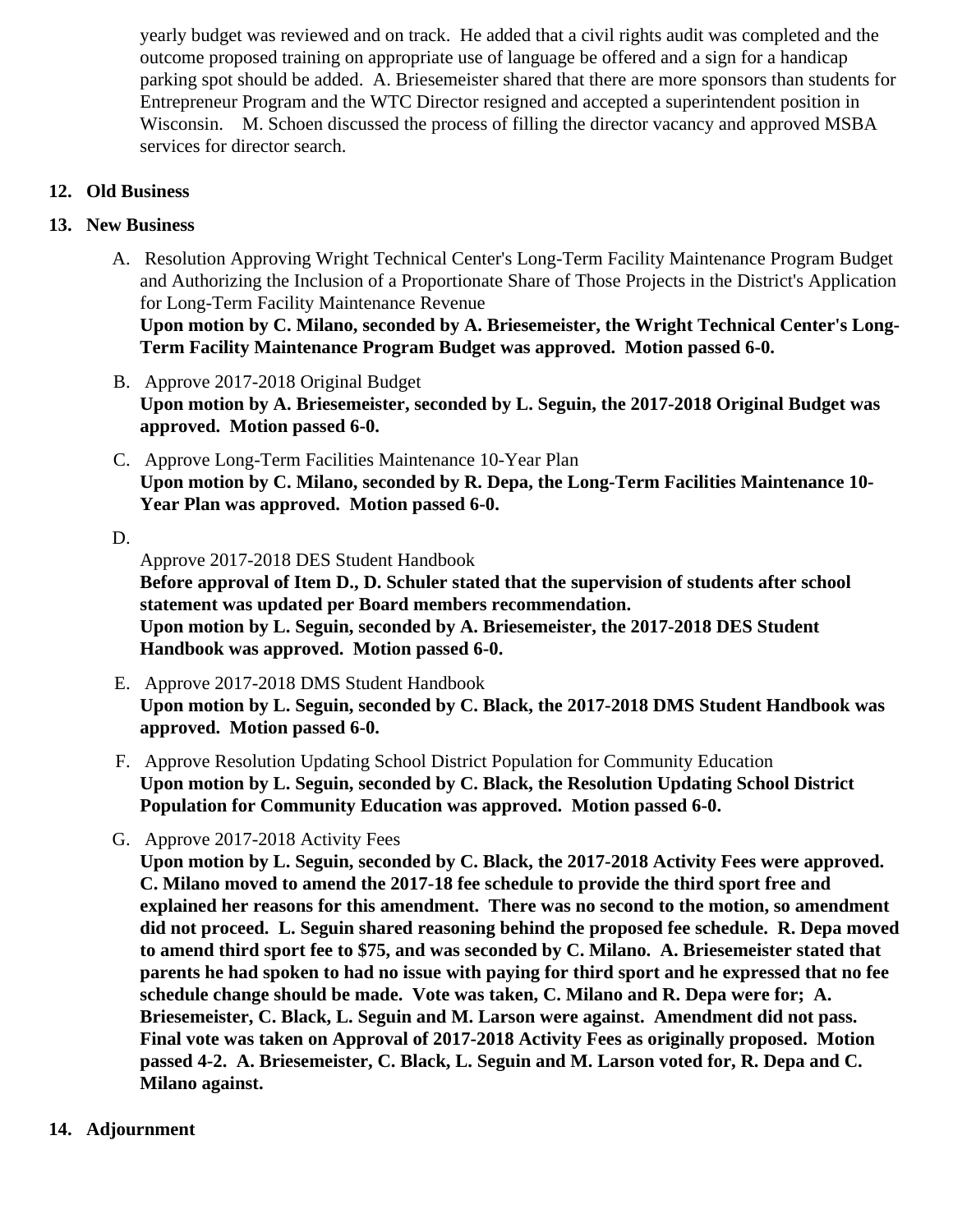yearly budget was reviewed and on track. He added that a civil rights audit was completed and the outcome proposed training on appropriate use of language be offered and a sign for a handicap parking spot should be added. A. Briesemeister shared that there are more sponsors than students for Entrepreneur Program and the WTC Director resigned and accepted a superintendent position in Wisconsin. M. Schoen discussed the process of filling the director vacancy and approved MSBA services for director search.

## 12. Old Business

## 13. New Business

A. Resolution Approving Wright Technical Center's Long-Term Facility Maintenance Program Budget and Authorizing the Inclusion of a Proportionate Share of Those Projects in the District's Application for Long-Term Facility Maintenance Revenue
**Upon motion by C. Milano, seconded by A. Briesemeister, the Wright Technical Center's Long-Term Facility Maintenance Program Budget was approved. Motion passed 6-0.**

B. Approve 2017-2018 Original Budget
**Upon motion by A. Briesemeister, seconded by L. Seguin, the 2017-2018 Original Budget was approved. Motion passed 6-0.**

C. Approve Long-Term Facilities Maintenance 10-Year Plan
**Upon motion by C. Milano, seconded by R. Depa, the Long-Term Facilities Maintenance 10-Year Plan was approved. Motion passed 6-0.**

D. Approve 2017-2018 DES Student Handbook
**Before approval of Item D., D. Schuler stated that the supervision of students after school statement was updated per Board members recommendation.**
**Upon motion by L. Seguin, seconded by A. Briesemeister, the 2017-2018 DES Student Handbook was approved. Motion passed 6-0.**

E. Approve 2017-2018 DMS Student Handbook
**Upon motion by L. Seguin, seconded by C. Black, the 2017-2018 DMS Student Handbook was approved. Motion passed 6-0.**

F. Approve Resolution Updating School District Population for Community Education
**Upon motion by L. Seguin, seconded by C. Black, the Resolution Updating School District Population for Community Education was approved. Motion passed 6-0.**

G. Approve 2017-2018 Activity Fees
**Upon motion by L. Seguin, seconded by C. Black, the 2017-2018 Activity Fees were approved. C. Milano moved to amend the 2017-18 fee schedule to provide the third sport free and explained her reasons for this amendment. There was no second to the motion, so amendment did not proceed. L. Seguin shared reasoning behind the proposed fee schedule. R. Depa moved to amend third sport fee to $75, and was seconded by C. Milano. A. Briesemeister stated that parents he had spoken to had no issue with paying for third sport and he expressed that no fee schedule change should be made. Vote was taken, C. Milano and R. Depa were for; A. Briesemeister, C. Black, L. Seguin and M. Larson were against. Amendment did not pass. Final vote was taken on Approval of 2017-2018 Activity Fees as originally proposed. Motion passed 4-2. A. Briesemeister, C. Black, L. Seguin and M. Larson voted for, R. Depa and C. Milano against.**

## 14. Adjournment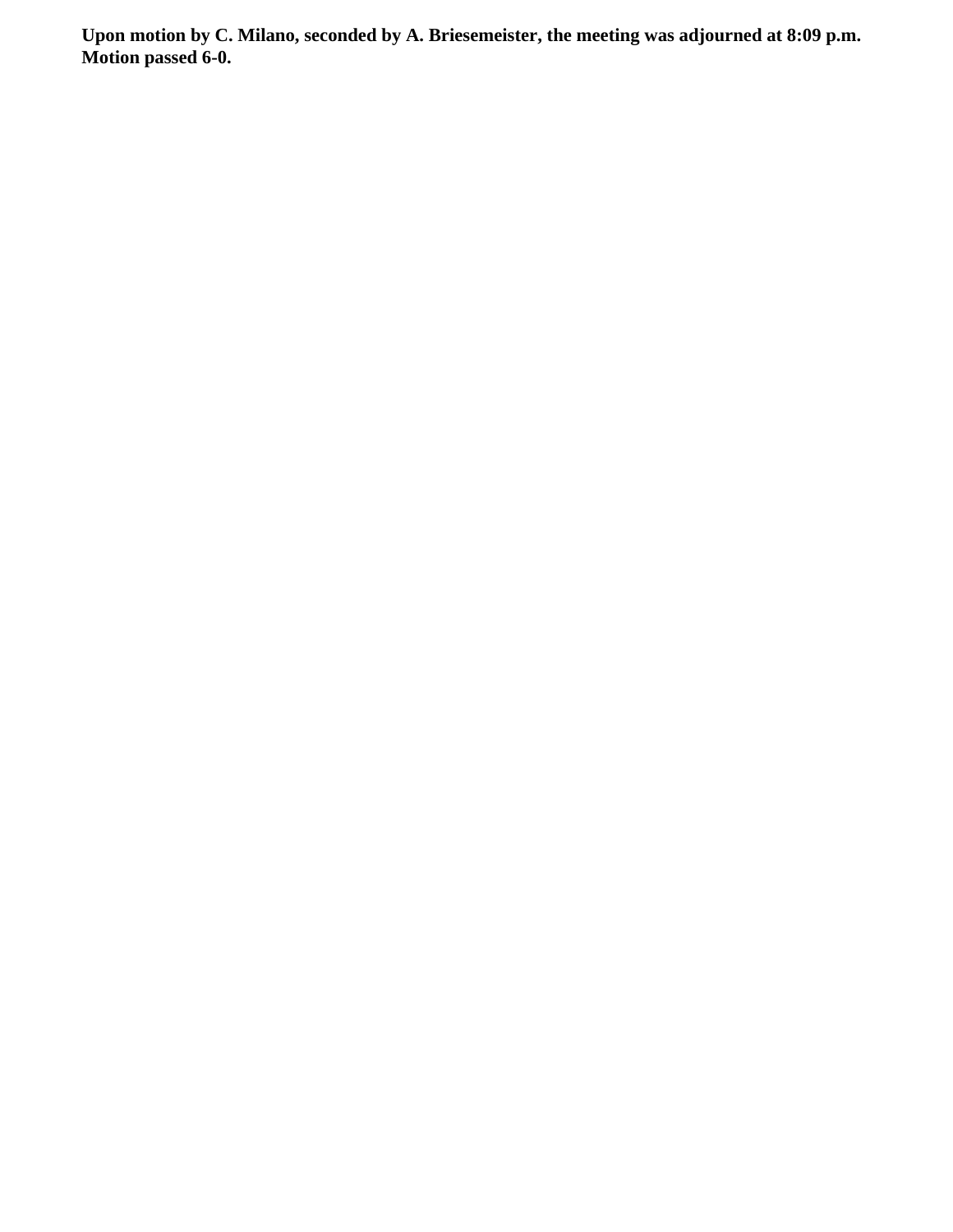**Upon motion by C. Milano, seconded by A. Briesemeister, the meeting was adjourned at 8:09 p.m. Motion passed 6-0.**